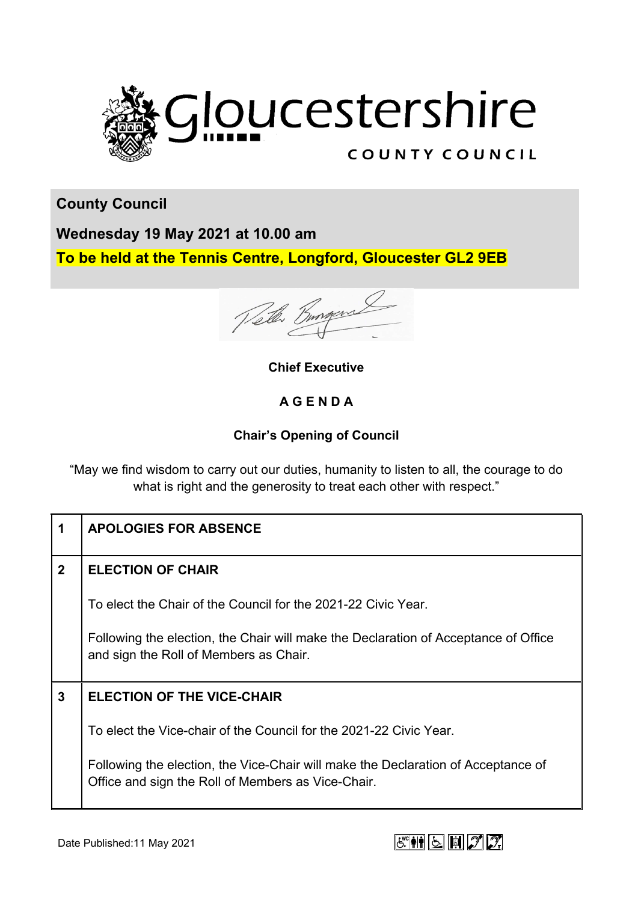# Gloucestershire COUNTY COUNCIL

**County Council**

**Wednesday 19 May 2021 at 10.00 am**

**To be held at the Tennis Centre, Longford, Gloucester GL2 9EB**

**Chief Executive**

## A G E N D A

**Chair's Opening of Council**

"May we find wisdom to carry out our duties, humanity to listen to all, the courage to do what is right and the generosity to treat each other with respect."

| | |
|---|---|
| **1** | **APOLOGIES FOR ABSENCE** |
| **2** | **ELECTION OF CHAIR**<br><br>To elect the Chair of the Council for the 2021-22 Civic Year.<br><br>Following the election, the Chair will make the Declaration of Acceptance of Office and sign the Roll of Members as Chair. |
| **3** | **ELECTION OF THE VICE-CHAIR**<br><br>To elect the Vice-chair of the Council for the 2021-22 Civic Year.<br><br>Following the election, the Vice-Chair will make the Declaration of Acceptance of Office and sign the Roll of Members as Vice-Chair. |

Date Published:11 May 2021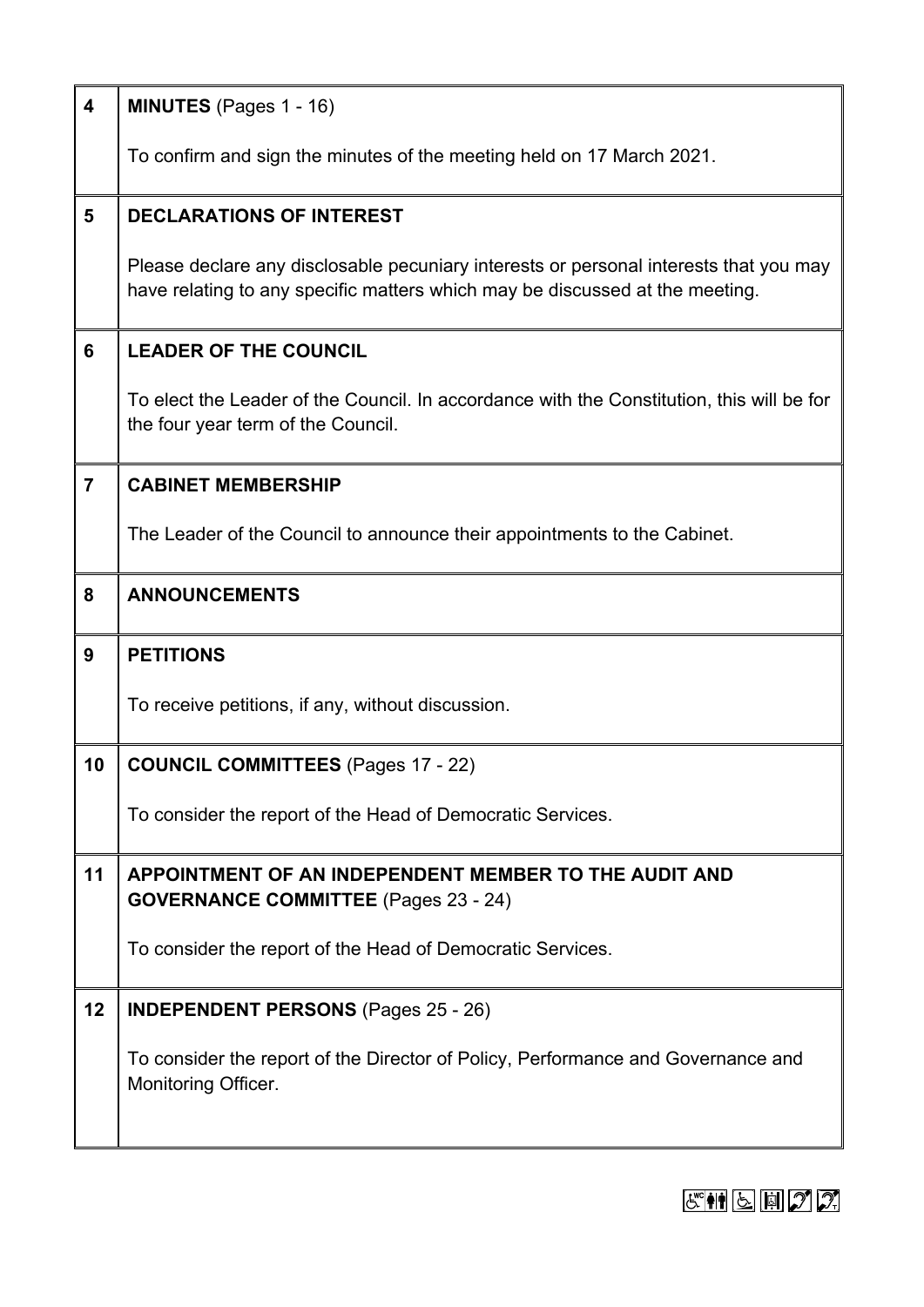| | |
|---|---|
| **4** | **MINUTES** (Pages 1 - 16)<br><br>To confirm and sign the minutes of the meeting held on 17 March 2021. |
| **5** | **DECLARATIONS OF INTEREST**<br><br>Please declare any disclosable pecuniary interests or personal interests that you may have relating to any specific matters which may be discussed at the meeting. |
| **6** | **LEADER OF THE COUNCIL**<br><br>To elect the Leader of the Council. In accordance with the Constitution, this will be for the four year term of the Council. |
| **7** | **CABINET MEMBERSHIP**<br><br>The Leader of the Council to announce their appointments to the Cabinet. |
| **8** | **ANNOUNCEMENTS** |
| **9** | **PETITIONS**<br><br>To receive petitions, if any, without discussion. |
| **10** | **COUNCIL COMMITTEES** (Pages 17 - 22)<br><br>To consider the report of the Head of Democratic Services. |
| **11** | **APPOINTMENT OF AN INDEPENDENT MEMBER TO THE AUDIT AND GOVERNANCE COMMITTEE** (Pages 23 - 24)<br><br>To consider the report of the Head of Democratic Services. |
| **12** | **INDEPENDENT PERSONS** (Pages 25 - 26)<br><br>To consider the report of the Director of Policy, Performance and Governance and Monitoring Officer. |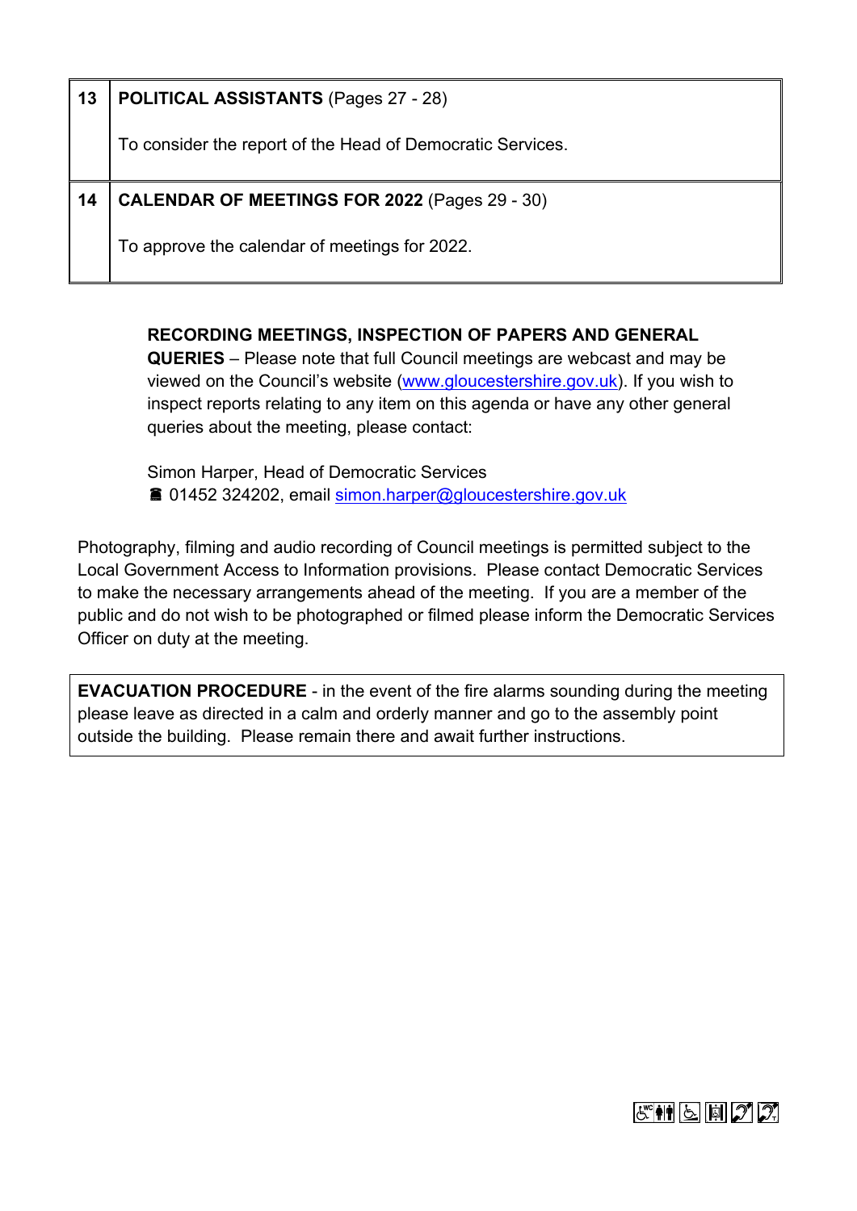| | |
|---|---|
| 13 | **POLITICAL ASSISTANTS** (Pages 27 - 28)<br><br>To consider the report of the Head of Democratic Services. |
| 14 | **CALENDAR OF MEETINGS FOR 2022** (Pages 29 - 30)<br><br>To approve the calendar of meetings for 2022. |

**RECORDING MEETINGS, INSPECTION OF PAPERS AND GENERAL QUERIES** – Please note that full Council meetings are webcast and may be viewed on the Council's website (www.gloucestershire.gov.uk). If you wish to inspect reports relating to any item on this agenda or have any other general queries about the meeting, please contact:

Simon Harper, Head of Democratic Services
☎ 01452 324202, email simon.harper@gloucestershire.gov.uk

Photography, filming and audio recording of Council meetings is permitted subject to the Local Government Access to Information provisions. Please contact Democratic Services to make the necessary arrangements ahead of the meeting. If you are a member of the public and do not wish to be photographed or filmed please inform the Democratic Services Officer on duty at the meeting.

**EVACUATION PROCEDURE** - in the event of the fire alarms sounding during the meeting please leave as directed in a calm and orderly manner and go to the assembly point outside the building. Please remain there and await further instructions.